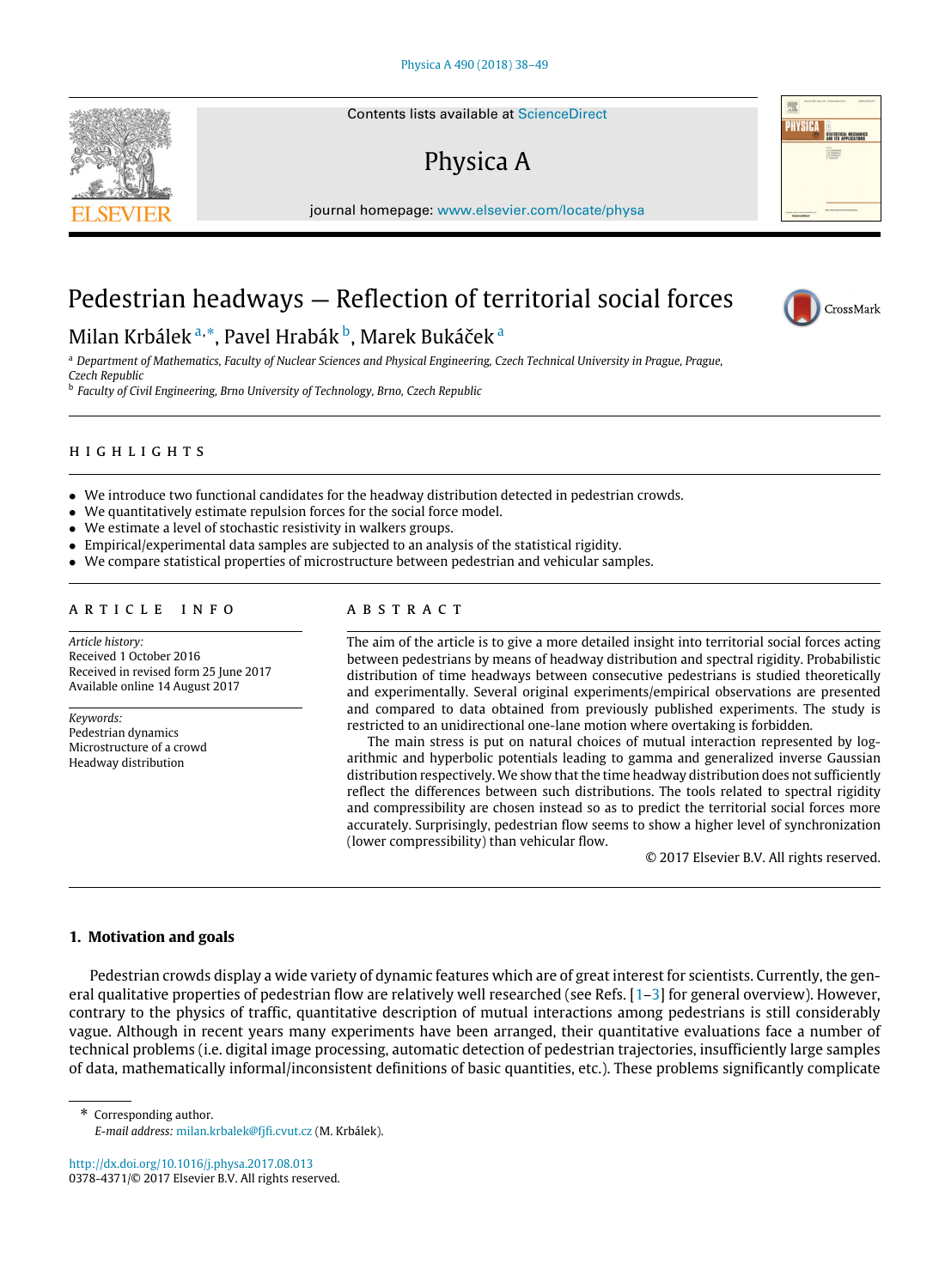# Pedestrian headways — Reflection of territorial social forces

Milan Krbálek [a,*], Pavel Hrabák [b], Marek Bukáček [a]

[a] *Department of Mathematics, Faculty of Nuclear Sciences and Physical Engineering, Czech Technical University in Prague, Prague, Czech Republic*

[b] *Faculty of Civil Engineering, Brno University of Technology, Brno, Czech Republic*

## HIGHLIGHTS

- We introduce two functional candidates for the headway distribution detected in pedestrian crowds.
- We quantitatively estimate repulsion forces for the social force model.
- We estimate a level of stochastic resistivity in walkers groups.
- Empirical/experimental data samples are subjected to an analysis of the statistical rigidity.
- We compare statistical properties of microstructure between pedestrian and vehicular samples.

## ARTICLE INFO

*Article history:*
Received 1 October 2016
Received in revised form 25 June 2017
Available online 14 August 2017

*Keywords:*
Pedestrian dynamics
Microstructure of a crowd
Headway distribution

## ABSTRACT

The aim of the article is to give a more detailed insight into territorial social forces acting between pedestrians by means of headway distribution and spectral rigidity. Probabilistic distribution of time headways between consecutive pedestrians is studied theoretically and experimentally. Several original experiments/empirical observations are presented and compared to data obtained from previously published experiments. The study is restricted to an unidirectional one-lane motion where overtaking is forbidden.

The main stress is put on natural choices of mutual interaction represented by logarithmic and hyperbolic potentials leading to gamma and generalized inverse Gaussian distribution respectively. We show that the time headway distribution does not sufficiently reflect the differences between such distributions. The tools related to spectral rigidity and compressibility are chosen instead so as to predict the territorial social forces more accurately. Surprisingly, pedestrian flow seems to show a higher level of synchronization (lower compressibility) than vehicular flow.

© 2017 Elsevier B.V. All rights reserved.

## 1. Motivation and goals

Pedestrian crowds display a wide variety of dynamic features which are of great interest for scientists. Currently, the general qualitative properties of pedestrian flow are relatively well researched (see Refs. [1–3] for general overview). However, contrary to the physics of traffic, quantitative description of mutual interactions among pedestrians is still considerably vague. Although in recent years many experiments have been arranged, their quantitative evaluations face a number of technical problems (i.e. digital image processing, automatic detection of pedestrian trajectories, insufficiently large samples of data, mathematically informal/inconsistent definitions of basic quantities, etc.). These problems significantly complicate

\* Corresponding author.
*E-mail address:* milan.krbalek@fjfi.cvut.cz (M. Krbálek).

http://dx.doi.org/10.1016/j.physa.2017.08.013
0378-4371/© 2017 Elsevier B.V. All rights reserved.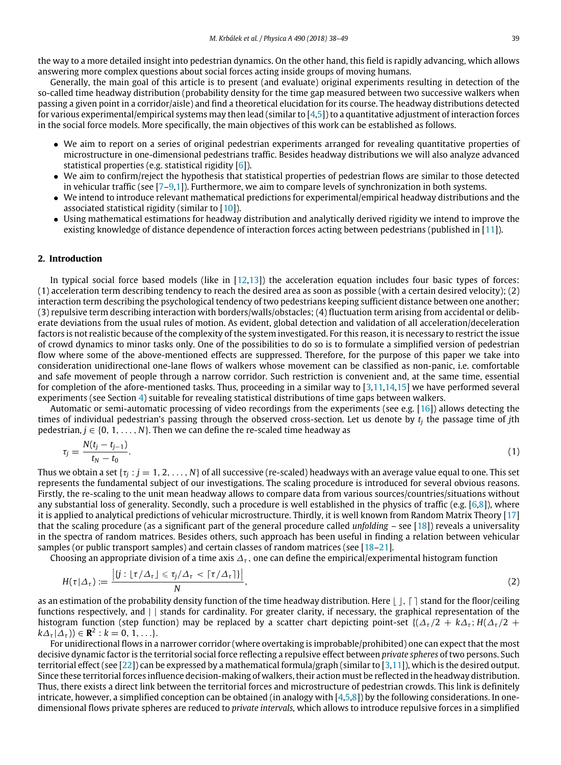the way to a more detailed insight into pedestrian dynamics. On the other hand, this field is rapidly advancing, which allows answering more complex questions about social forces acting inside groups of moving humans.

Generally, the main goal of this article is to present (and evaluate) original experiments resulting in detection of the so-called time headway distribution (probability density for the time gap measured between two successive walkers when passing a given point in a corridor/aisle) and find a theoretical elucidation for its course. The headway distributions detected for various experimental/empirical systems may then lead (similar to [4,5]) to a quantitative adjustment of interaction forces in the social force models. More specifically, the main objectives of this work can be established as follows.

- We aim to report on a series of original pedestrian experiments arranged for revealing quantitative properties of microstructure in one-dimensional pedestrians traffic. Besides headway distributions we will also analyze advanced statistical properties (e.g. statistical rigidity [6]).
- We aim to confirm/reject the hypothesis that statistical properties of pedestrian flows are similar to those detected in vehicular traffic (see [7–9,1]). Furthermore, we aim to compare levels of synchronization in both systems.
- We intend to introduce relevant mathematical predictions for experimental/empirical headway distributions and the associated statistical rigidity (similar to [10]).
- Using mathematical estimations for headway distribution and analytically derived rigidity we intend to improve the existing knowledge of distance dependence of interaction forces acting between pedestrians (published in [11]).

## 2. Introduction

In typical social force based models (like in [12,13]) the acceleration equation includes four basic types of forces: (1) acceleration term describing tendency to reach the desired area as soon as possible (with a certain desired velocity); (2) interaction term describing the psychological tendency of two pedestrians keeping sufficient distance between one another; (3) repulsive term describing interaction with borders/walls/obstacles; (4) fluctuation term arising from accidental or deliberate deviations from the usual rules of motion. As evident, global detection and validation of all acceleration/deceleration factors is not realistic because of the complexity of the system investigated. For this reason, it is necessary to restrict the issue of crowd dynamics to minor tasks only. One of the possibilities to do so is to formulate a simplified version of pedestrian flow where some of the above-mentioned effects are suppressed. Therefore, for the purpose of this paper we take into consideration unidirectional one-lane flows of walkers whose movement can be classified as non-panic, i.e. comfortable and safe movement of people through a narrow corridor. Such restriction is convenient and, at the same time, essential for completion of the afore-mentioned tasks. Thus, proceeding in a similar way to [3,11,14,15] we have performed several experiments (see Section 4) suitable for revealing statistical distributions of time gaps between walkers.

Automatic or semi-automatic processing of video recordings from the experiments (see e.g. [16]) allows detecting the times of individual pedestrian's passing through the observed cross-section. Let us denote by $t_j$ the passage time of $j$th pedestrian, $j \in \{0, 1, \ldots, N\}$. Then we can define the re-scaled time headway as

$$\tau_j = \frac{N(t_j - t_{j-1})}{t_N - t_0}. \tag{1}$$

Thus we obtain a set $\{\tau_j : j = 1, 2, \ldots, N\}$ of all successive (re-scaled) headways with an average value equal to one. This set represents the fundamental subject of our investigations. The scaling procedure is introduced for several obvious reasons. Firstly, the re-scaling to the unit mean headway allows to compare data from various sources/countries/situations without any substantial loss of generality. Secondly, such a procedure is well established in the physics of traffic (e.g. [6,8]), where it is applied to analytical predictions of vehicular microstructure. Thirdly, it is well known from Random Matrix Theory [17] that the scaling procedure (as a significant part of the general procedure called *unfolding* – see [18]) reveals a universality in the spectra of random matrices. Besides others, such approach has been useful in finding a relation between vehicular samples (or public transport samples) and certain classes of random matrices (see [18–21].

Choosing an appropriate division of a time axis $\Delta_\tau$, one can define the empirical/experimental histogram function

$$H(\tau|\Delta_\tau) := \frac{\left|\{j : \lfloor \tau/\Delta_\tau \rfloor \leqslant \tau_j/\Delta_\tau < \lceil \tau/\Delta_\tau \rceil\}\right|}{N}, \tag{2}$$

as an estimation of the probability density function of the time headway distribution. Here $\lfloor\ \rfloor$, $\lceil\ \rceil$ stand for the floor/ceiling functions respectively, and $|\ |$ stands for cardinality. For greater clarity, if necessary, the graphical representation of the histogram function (step function) may be replaced by a scatter chart depicting point-set $\{(\Delta_\tau/2 + k\Delta_\tau; H(\Delta_\tau/2 + k\Delta_\tau|\Delta_\tau)) \in \mathbf{R}^2 : k = 0, 1, \ldots\}$.

For unidirectional flows in a narrower corridor (where overtaking is improbable/prohibited) one can expect that the most decisive dynamic factor is the territorial social force reflecting a repulsive effect between *private spheres* of two persons. Such territorial effect (see [22]) can be expressed by a mathematical formula/graph (similar to [3,11]), which is the desired output. Since these territorial forces influence decision-making of walkers, their action must be reflected in the headway distribution. Thus, there exists a direct link between the territorial forces and microstructure of pedestrian crowds. This link is definitely intricate, however, a simplified conception can be obtained (in analogy with [4,5,8]) by the following considerations. In one-dimensional flows private spheres are reduced to *private intervals,* which allows to introduce repulsive forces in a simplified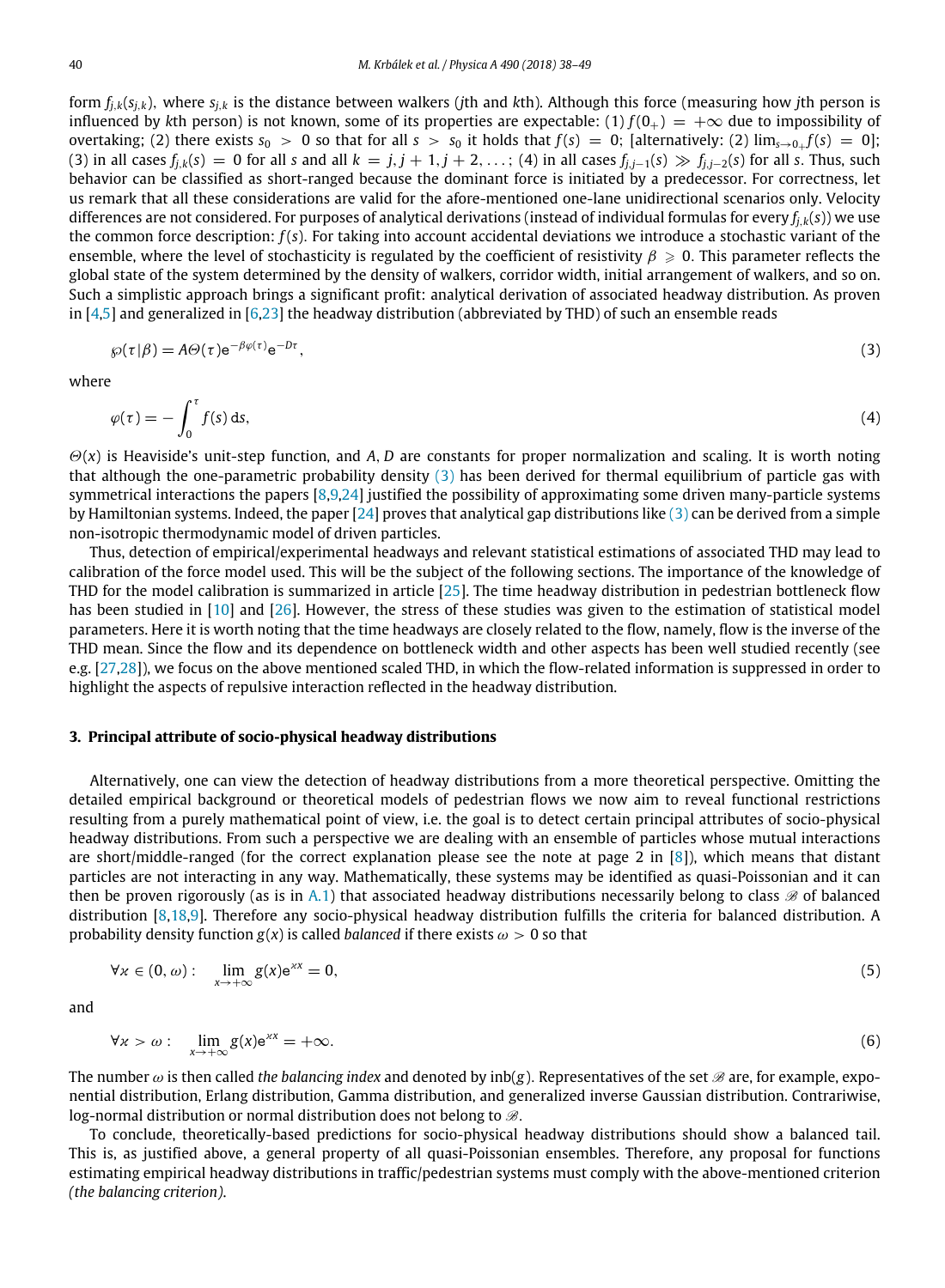form $f_{j,k}(s_{j,k})$, where $s_{j,k}$ is the distance between walkers ($j$th and $k$th). Although this force (measuring how $j$th person is influenced by $k$th person) is not known, some of its properties are expectable: (1) $f(0_+) = +\infty$ due to impossibility of overtaking; (2) there exists $s_0 > 0$ so that for all $s > s_0$ it holds that $f(s) = 0$; [alternatively: (2) $\lim_{s\to 0_+} f(s) = 0$]; (3) in all cases $f_{j,k}(s) = 0$ for all $s$ and all $k = j, j+1, j+2, \ldots$; (4) in all cases $f_{j,j-1}(s) \gg f_{j,j-2}(s)$ for all $s$. Thus, such behavior can be classified as short-ranged because the dominant force is initiated by a predecessor. For correctness, let us remark that all these considerations are valid for the afore-mentioned one-lane unidirectional scenarios only. Velocity differences are not considered. For purposes of analytical derivations (instead of individual formulas for every $f_{j,k}(s)$) we use the common force description: $f(s)$. For taking into account accidental deviations we introduce a stochastic variant of the ensemble, where the level of stochasticity is regulated by the coefficient of resistivity $\beta \geqslant 0$. This parameter reflects the global state of the system determined by the density of walkers, corridor width, initial arrangement of walkers, and so on. Such a simplistic approach brings a significant profit: analytical derivation of associated headway distribution. As proven in [4,5] and generalized in [6,23] the headway distribution (abbreviated by THD) of such an ensemble reads

$$\wp(\tau|\beta) = A\Theta(\tau)\mathrm{e}^{-\beta\varphi(\tau)}\mathrm{e}^{-D\tau}, \tag{3}$$

where

$$\varphi(\tau) = -\int_0^\tau f(s)\,\mathrm{d}s, \tag{4}$$

$\Theta(x)$ is Heaviside's unit-step function, and $A, D$ are constants for proper normalization and scaling. It is worth noting that although the one-parametric probability density (3) has been derived for thermal equilibrium of particle gas with symmetrical interactions the papers [8,9,24] justified the possibility of approximating some driven many-particle systems by Hamiltonian systems. Indeed, the paper [24] proves that analytical gap distributions like (3) can be derived from a simple non-isotropic thermodynamic model of driven particles.

Thus, detection of empirical/experimental headways and relevant statistical estimations of associated THD may lead to calibration of the force model used. This will be the subject of the following sections. The importance of the knowledge of THD for the model calibration is summarized in article [25]. The time headway distribution in pedestrian bottleneck flow has been studied in [10] and [26]. However, the stress of these studies was given to the estimation of statistical model parameters. Here it is worth noting that the time headways are closely related to the flow, namely, flow is the inverse of the THD mean. Since the flow and its dependence on bottleneck width and other aspects has been well studied recently (see e.g. [27,28]), we focus on the above mentioned scaled THD, in which the flow-related information is suppressed in order to highlight the aspects of repulsive interaction reflected in the headway distribution.

## 3. Principal attribute of socio-physical headway distributions

Alternatively, one can view the detection of headway distributions from a more theoretical perspective. Omitting the detailed empirical background or theoretical models of pedestrian flows we now aim to reveal functional restrictions resulting from a purely mathematical point of view, i.e. the goal is to detect certain principal attributes of socio-physical headway distributions. From such a perspective we are dealing with an ensemble of particles whose mutual interactions are short/middle-ranged (for the correct explanation please see the note at page 2 in [8]), which means that distant particles are not interacting in any way. Mathematically, these systems may be identified as quasi-Poissonian and it can then be proven rigorously (as is in A.1) that associated headway distributions necessarily belong to class $\mathscr{B}$ of balanced distribution [8,18,9]. Therefore any socio-physical headway distribution fulfills the criteria for balanced distribution. A probability density function $g(x)$ is called *balanced* if there exists $\omega > 0$ so that

$$\forall \varkappa \in (0, \omega): \quad \lim_{x\to+\infty} g(x)\mathrm{e}^{\varkappa x} = 0, \tag{5}$$

and

$$\forall \varkappa > \omega: \quad \lim_{x\to+\infty} g(x)\mathrm{e}^{\varkappa x} = +\infty. \tag{6}$$

The number $\omega$ is then called *the balancing index* and denoted by $\mathrm{inb}(g)$. Representatives of the set $\mathscr{B}$ are, for example, exponential distribution, Erlang distribution, Gamma distribution, and generalized inverse Gaussian distribution. Contrariwise, log-normal distribution or normal distribution does not belong to $\mathscr{B}$.

To conclude, theoretically-based predictions for socio-physical headway distributions should show a balanced tail. This is, as justified above, a general property of all quasi-Poissonian ensembles. Therefore, any proposal for functions estimating empirical headway distributions in traffic/pedestrian systems must comply with the above-mentioned criterion *(the balancing criterion)*.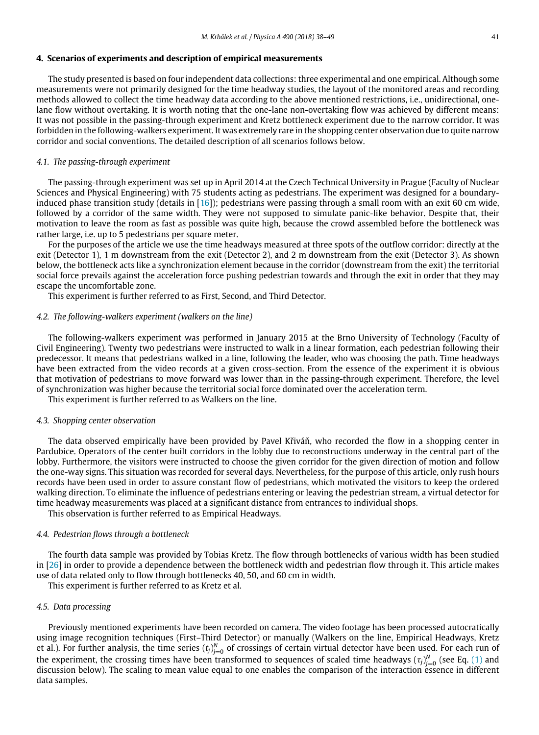## 4. Scenarios of experiments and description of empirical measurements

The study presented is based on four independent data collections: three experimental and one empirical. Although some measurements were not primarily designed for the time headway studies, the layout of the monitored areas and recording methods allowed to collect the time headway data according to the above mentioned restrictions, i.e., unidirectional, one-lane flow without overtaking. It is worth noting that the one-lane non-overtaking flow was achieved by different means: It was not possible in the passing-through experiment and Kretz bottleneck experiment due to the narrow corridor. It was forbidden in the following-walkers experiment. It was extremely rare in the shopping center observation due to quite narrow corridor and social conventions. The detailed description of all scenarios follows below.

### 4.1. The passing-through experiment

The passing-through experiment was set up in April 2014 at the Czech Technical University in Prague (Faculty of Nuclear Sciences and Physical Engineering) with 75 students acting as pedestrians. The experiment was designed for a boundary-induced phase transition study (details in [16]); pedestrians were passing through a small room with an exit 60 cm wide, followed by a corridor of the same width. They were not supposed to simulate panic-like behavior. Despite that, their motivation to leave the room as fast as possible was quite high, because the crowd assembled before the bottleneck was rather large, i.e. up to 5 pedestrians per square meter.

For the purposes of the article we use the time headways measured at three spots of the outflow corridor: directly at the exit (Detector 1), 1 m downstream from the exit (Detector 2), and 2 m downstream from the exit (Detector 3). As shown below, the bottleneck acts like a synchronization element because in the corridor (downstream from the exit) the territorial social force prevails against the acceleration force pushing pedestrian towards and through the exit in order that they may escape the uncomfortable zone.

This experiment is further referred to as First, Second, and Third Detector.

### 4.2. The following-walkers experiment (walkers on the line)

The following-walkers experiment was performed in January 2015 at the Brno University of Technology (Faculty of Civil Engineering). Twenty two pedestrians were instructed to walk in a linear formation, each pedestrian following their predecessor. It means that pedestrians walked in a line, following the leader, who was choosing the path. Time headways have been extracted from the video records at a given cross-section. From the essence of the experiment it is obvious that motivation of pedestrians to move forward was lower than in the passing-through experiment. Therefore, the level of synchronization was higher because the territorial social force dominated over the acceleration term.

This experiment is further referred to as Walkers on the line.

### 4.3. Shopping center observation

The data observed empirically have been provided by Pavel Křiváň, who recorded the flow in a shopping center in Pardubice. Operators of the center built corridors in the lobby due to reconstructions underway in the central part of the lobby. Furthermore, the visitors were instructed to choose the given corridor for the given direction of motion and follow the one-way signs. This situation was recorded for several days. Nevertheless, for the purpose of this article, only rush hours records have been used in order to assure constant flow of pedestrians, which motivated the visitors to keep the ordered walking direction. To eliminate the influence of pedestrians entering or leaving the pedestrian stream, a virtual detector for time headway measurements was placed at a significant distance from entrances to individual shops.

This observation is further referred to as Empirical Headways.

### 4.4. Pedestrian flows through a bottleneck

The fourth data sample was provided by Tobias Kretz. The flow through bottlenecks of various width has been studied in [26] in order to provide a dependence between the bottleneck width and pedestrian flow through it. This article makes use of data related only to flow through bottlenecks 40, 50, and 60 cm in width.

This experiment is further referred to as Kretz et al.

### 4.5. Data processing

Previously mentioned experiments have been recorded on camera. The video footage has been processed autocratically using image recognition techniques (First–Third Detector) or manually (Walkers on the line, Empirical Headways, Kretz et al.). For further analysis, the time series $(t_j)_{j=0}^{N}$ of crossings of certain virtual detector have been used. For each run of the experiment, the crossing times have been transformed to sequences of scaled time headways $(\tau_j)_{j=0}^{N}$ (see Eq. (1) and discussion below). The scaling to mean value equal to one enables the comparison of the interaction essence in different data samples.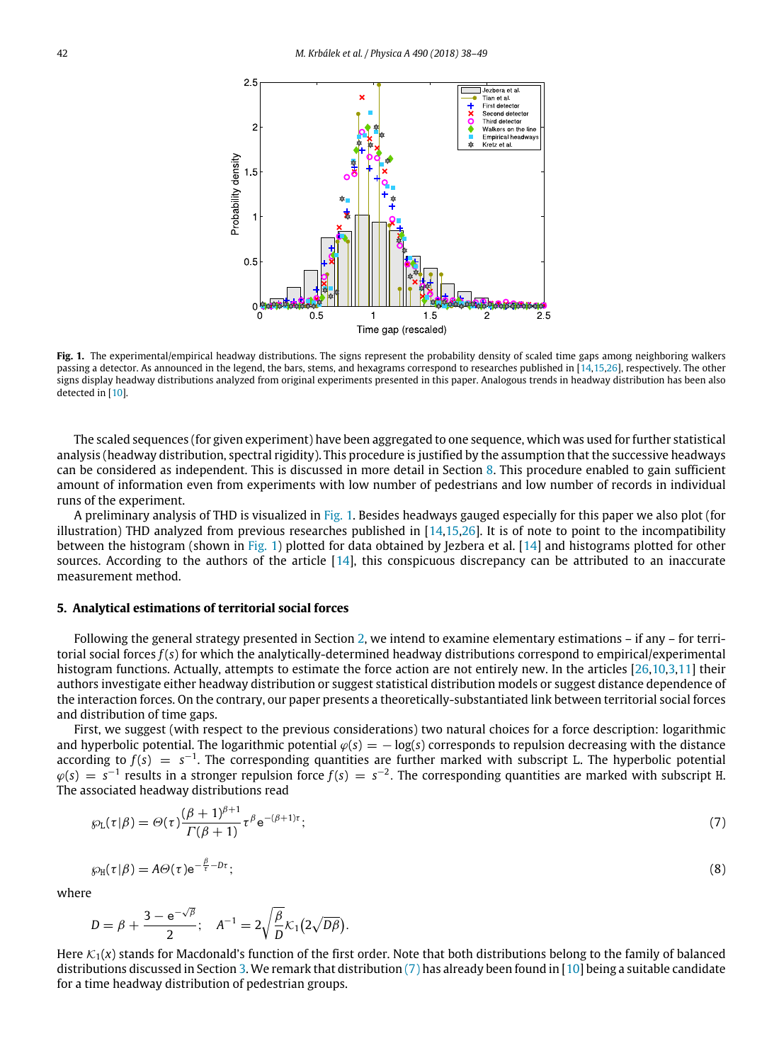**Fig. 1.** The experimental/empirical headway distributions. The signs represent the probability density of scaled time gaps among neighboring walkers passing a detector. As announced in the legend, the bars, stems, and hexagrams correspond to researches published in [14,15,26], respectively. The other signs display headway distributions analyzed from original experiments presented in this paper. Analogous trends in headway distribution has been also detected in [10].

The scaled sequences (for given experiment) have been aggregated to one sequence, which was used for further statistical analysis (headway distribution, spectral rigidity). This procedure is justified by the assumption that the successive headways can be considered as independent. This is discussed in more detail in Section 8. This procedure enabled to gain sufficient amount of information even from experiments with low number of pedestrians and low number of records in individual runs of the experiment.

A preliminary analysis of THD is visualized in Fig. 1. Besides headways gauged especially for this paper we also plot (for illustration) THD analyzed from previous researches published in [14,15,26]. It is of note to point to the incompatibility between the histogram (shown in Fig. 1) plotted for data obtained by Jezbera et al. [14] and histograms plotted for other sources. According to the authors of the article [14], this conspicuous discrepancy can be attributed to an inaccurate measurement method.

## 5. Analytical estimations of territorial social forces

Following the general strategy presented in Section 2, we intend to examine elementary estimations – if any – for territorial social forces $f(s)$ for which the analytically-determined headway distributions correspond to empirical/experimental histogram functions. Actually, attempts to estimate the force action are not entirely new. In the articles [26,10,3,11] their authors investigate either headway distribution or suggest statistical distribution models or suggest distance dependence of the interaction forces. On the contrary, our paper presents a theoretically-substantiated link between territorial social forces and distribution of time gaps.

First, we suggest (with respect to the previous considerations) two natural choices for a force description: logarithmic and hyperbolic potential. The logarithmic potential $\varphi(s) = -\log(s)$ corresponds to repulsion decreasing with the distance according to $f(s) = s^{-1}$. The corresponding quantities are further marked with subscript L. The hyperbolic potential $\varphi(s) = s^{-1}$ results in a stronger repulsion force $f(s) = s^{-2}$. The corresponding quantities are marked with subscript H. The associated headway distributions read

$$\wp_{\mathrm{L}}(\tau|\beta) = \Theta(\tau)\frac{(\beta+1)^{\beta+1}}{\Gamma(\beta+1)}\tau^{\beta}\mathrm{e}^{-(\beta+1)\tau}; \tag{7}$$

$$\wp_{\mathrm{H}}(\tau|\beta) = A\Theta(\tau)\mathrm{e}^{-\frac{\beta}{\tau}-D\tau}; \tag{8}$$

where

$$D = \beta + \frac{3-\mathrm{e}^{-\sqrt{\beta}}}{2}; \quad A^{-1} = 2\sqrt{\frac{\beta}{D}}\mathcal{K}_1\big(2\sqrt{D\beta}\big).$$

Here $\mathcal{K}_1(x)$ stands for Macdonald's function of the first order. Note that both distributions belong to the family of balanced distributions discussed in Section 3. We remark that distribution (7) has already been found in [10] being a suitable candidate for a time headway distribution of pedestrian groups.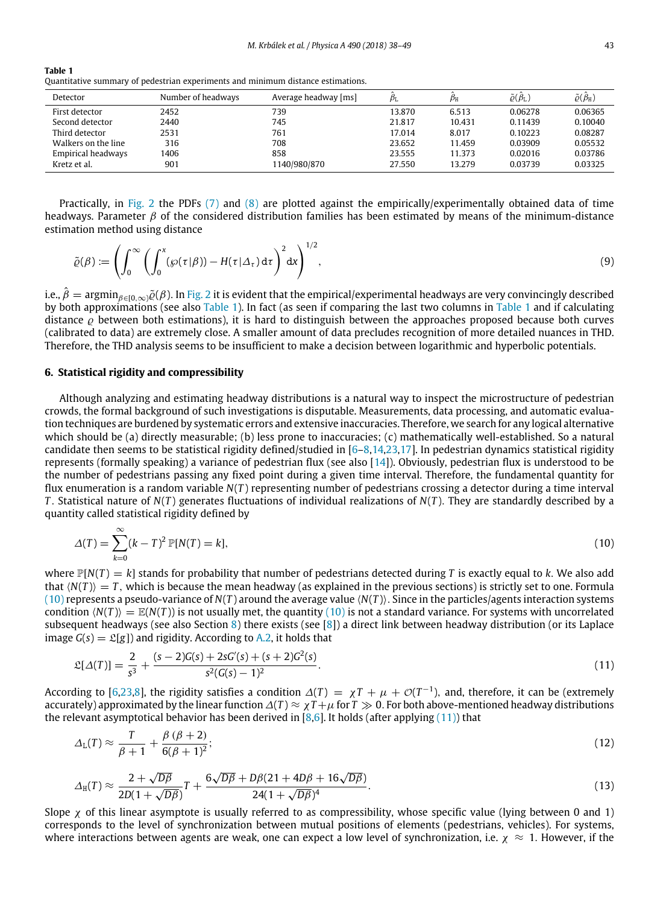**Table 1**
Quantitative summary of pedestrian experiments and minimum distance estimations.

| Detector | Number of headways | Average headway [ms] | $\hat{\beta}_{\mathrm{L}}$ | $\hat{\beta}_{\mathrm{H}}$ | $\tilde{\varrho}(\hat{\beta}_{\mathrm{L}})$ | $\tilde{\varrho}(\hat{\beta}_{\mathrm{H}})$ |
|---|---|---|---|---|---|---|
| First detector | 2452 | 739 | 13.870 | 6.513 | 0.06278 | 0.06365 |
| Second detector | 2440 | 745 | 21.817 | 10.431 | 0.11439 | 0.10040 |
| Third detector | 2531 | 761 | 17.014 | 8.017 | 0.10223 | 0.08287 |
| Walkers on the line | 316 | 708 | 23.652 | 11.459 | 0.03909 | 0.05532 |
| Empirical headways | 1406 | 858 | 23.555 | 11.373 | 0.02016 | 0.03786 |
| Kretz et al. | 901 | 1140/980/870 | 27.550 | 13.279 | 0.03739 | 0.03325 |

Practically, in Fig. 2 the PDFs (7) and (8) are plotted against the empirically/experimentally obtained data of time headways. Parameter $\beta$ of the considered distribution families has been estimated by means of the minimum-distance estimation method using distance

$$\tilde{\varrho}(\beta) := \left( \int_0^\infty \left( \int_0^x (\wp(\tau|\beta)) - H(\tau|\Delta_\tau)\,\mathrm{d}\tau \right)^2 \mathrm{d}x \right)^{1/2}, \tag{9}$$

i.e., $\hat{\beta} = \operatorname{argmin}_{\beta \in [0,\infty)} \tilde{\varrho}(\beta)$. In Fig. 2 it is evident that the empirical/experimental headways are very convincingly described by both approximations (see also Table 1). In fact (as seen if comparing the last two columns in Table 1 and if calculating distance $\varrho$ between both estimations), it is hard to distinguish between the approaches proposed because both curves (calibrated to data) are extremely close. A smaller amount of data precludes recognition of more detailed nuances in THD. Therefore, the THD analysis seems to be insufficient to make a decision between logarithmic and hyperbolic potentials.

## 6. Statistical rigidity and compressibility

Although analyzing and estimating headway distributions is a natural way to inspect the microstructure of pedestrian crowds, the formal background of such investigations is disputable. Measurements, data processing, and automatic evaluation techniques are burdened by systematic errors and extensive inaccuracies. Therefore, we search for any logical alternative which should be (a) directly measurable; (b) less prone to inaccuracies; (c) mathematically well-established. So a natural candidate then seems to be statistical rigidity defined/studied in [6–8,14,23,17]. In pedestrian dynamics statistical rigidity represents (formally speaking) a variance of pedestrian flux (see also [14]). Obviously, pedestrian flux is understood to be the number of pedestrians passing any fixed point during a given time interval. Therefore, the fundamental quantity for flux enumeration is a random variable $N(T)$ representing number of pedestrians crossing a detector during a time interval $T$. Statistical nature of $N(T)$ generates fluctuations of individual realizations of $N(T)$. They are standardly described by a quantity called statistical rigidity defined by

$$\Delta(T) = \sum_{k=0}^{\infty} (k-T)^2\, \mathbb{P}[N(T)=k], \tag{10}$$

where $\mathbb{P}[N(T)=k]$ stands for probability that number of pedestrians detected during $T$ is exactly equal to $k$. We also add that $\langle N(T) \rangle = T$, which is because the mean headway (as explained in the previous sections) is strictly set to one. Formula (10) represents a pseudo-variance of $N(T)$ around the average value $\langle N(T) \rangle$. Since in the particles/agents interaction systems condition $\langle N(T) \rangle = \mathbb{E}(N(T))$ is not usually met, the quantity (10) is not a standard variance. For systems with uncorrelated subsequent headways (see also Section 8) there exists (see [8]) a direct link between headway distribution (or its Laplace image $G(s) = \mathfrak{L}[g]$) and rigidity. According to A.2, it holds that

$$\mathfrak{L}[\Delta(T)] = \frac{2}{s^3} + \frac{(s-2)G(s) + 2sG'(s) + (s+2)G^2(s)}{s^2(G(s)-1)^2}. \tag{11}$$

According to [6,23,8], the rigidity satisfies a condition $\Delta(T) = \chi T + \mu + \mathcal{O}(T^{-1})$, and, therefore, it can be (extremely accurately) approximated by the linear function $\Delta(T) \approx \chi T + \mu$ for $T \gg 0$. For both above-mentioned headway distributions the relevant asymptotical behavior has been derived in [8,6]. It holds (after applying (11)) that

$$\Delta_{\mathrm{L}}(T) \approx \frac{T}{\beta+1} + \frac{\beta(\beta+2)}{6(\beta+1)^2}; \tag{12}$$

$$\Delta_{\mathrm{H}}(T) \approx \frac{2+\sqrt{D\beta}}{2D(1+\sqrt{D\beta})}T + \frac{6\sqrt{D\beta} + D\beta(21 + 4D\beta + 16\sqrt{D\beta})}{24(1+\sqrt{D\beta})^4}. \tag{13}$$

Slope $\chi$ of this linear asymptote is usually referred to as compressibility, whose specific value (lying between 0 and 1) corresponds to the level of synchronization between mutual positions of elements (pedestrians, vehicles). For systems, where interactions between agents are weak, one can expect a low level of synchronization, i.e. $\chi \approx 1$. However, if the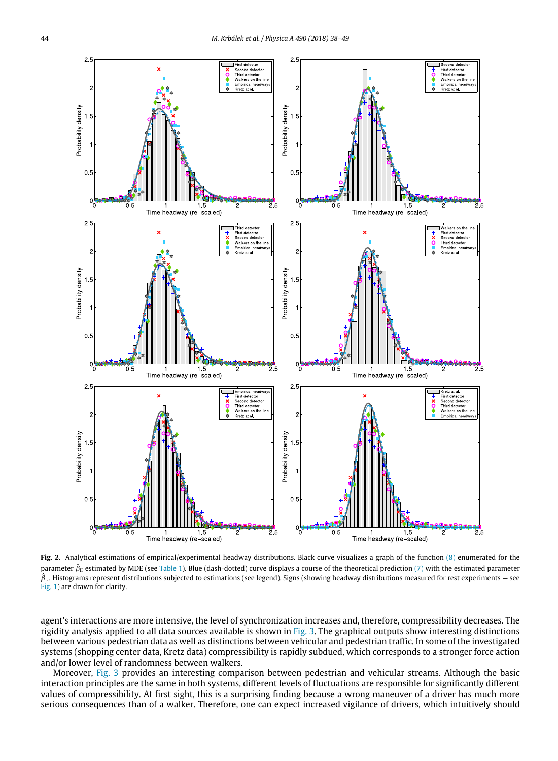**Fig. 2.** Analytical estimations of empirical/experimental headway distributions. Black curve visualizes a graph of the function (8) enumerated for the parameter $\hat{\beta}_H$ estimated by MDE (see Table 1). Blue (dash-dotted) curve displays a course of the theoretical prediction (7) with the estimated parameter $\hat{\beta}_L$. Histograms represent distributions subjected to estimations (see legend). Signs (showing headway distributions measured for rest experiments — see Fig. 1) are drawn for clarity.

agent's interactions are more intensive, the level of synchronization increases and, therefore, compressibility decreases. The rigidity analysis applied to all data sources available is shown in Fig. 3. The graphical outputs show interesting distinctions between various pedestrian data as well as distinctions between vehicular and pedestrian traffic. In some of the investigated systems (shopping center data, Kretz data) compressibility is rapidly subdued, which corresponds to a stronger force action and/or lower level of randomness between walkers.

Moreover, Fig. 3 provides an interesting comparison between pedestrian and vehicular streams. Although the basic interaction principles are the same in both systems, different levels of fluctuations are responsible for significantly different values of compressibility. At first sight, this is a surprising finding because a wrong maneuver of a driver has much more serious consequences than of a walker. Therefore, one can expect increased vigilance of drivers, which intuitively should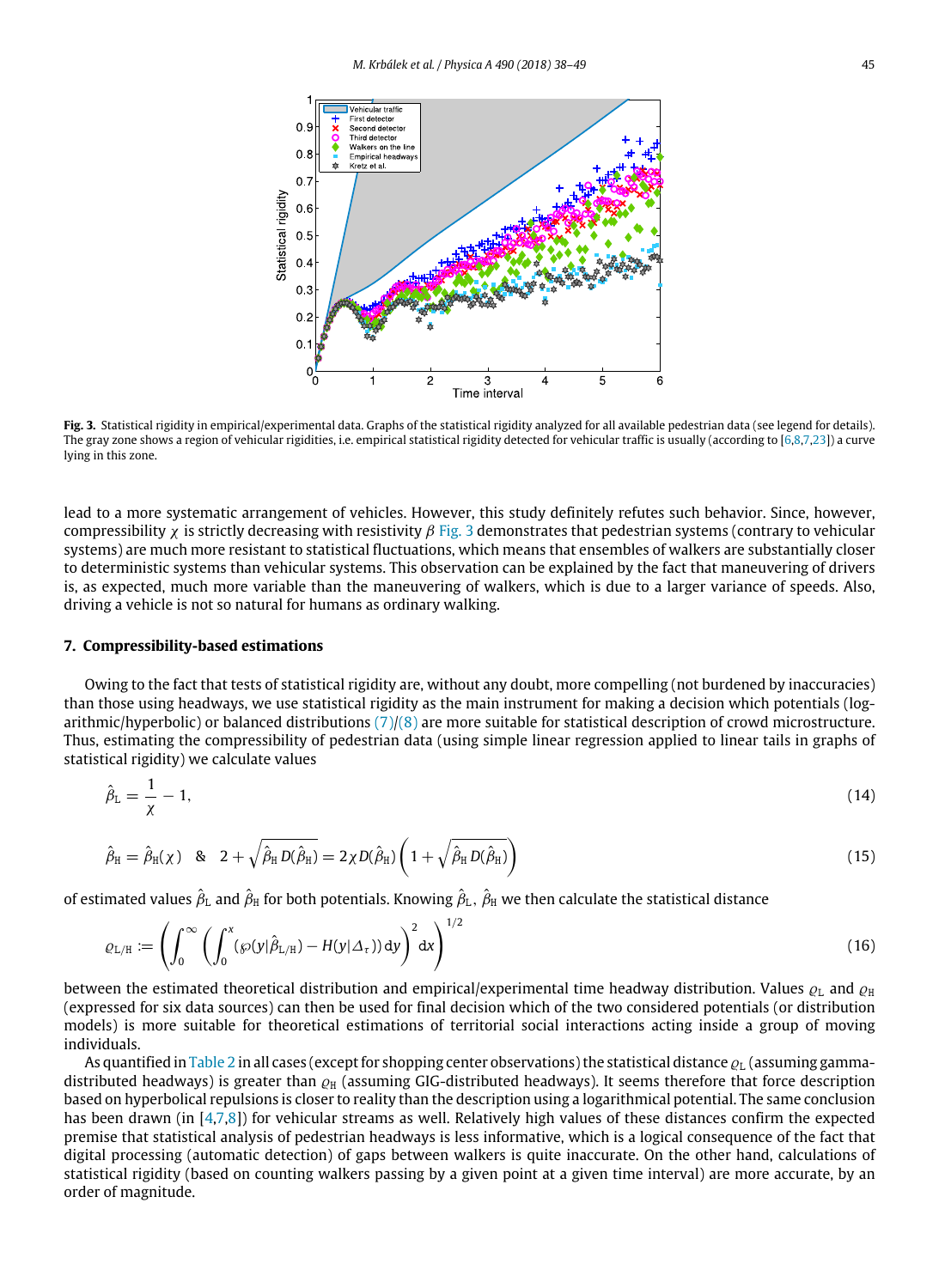**Fig. 3.** Statistical rigidity in empirical/experimental data. Graphs of the statistical rigidity analyzed for all available pedestrian data (see legend for details). The gray zone shows a region of vehicular rigidities, i.e. empirical statistical rigidity detected for vehicular traffic is usually (according to [6,8,7,23]) a curve lying in this zone.

lead to a more systematic arrangement of vehicles. However, this study definitely refutes such behavior. Since, however, compressibility $\chi$ is strictly decreasing with resistivity $\beta$ Fig. 3 demonstrates that pedestrian systems (contrary to vehicular systems) are much more resistant to statistical fluctuations, which means that ensembles of walkers are substantially closer to deterministic systems than vehicular systems. This observation can be explained by the fact that maneuvering of drivers is, as expected, much more variable than the maneuvering of walkers, which is due to a larger variance of speeds. Also, driving a vehicle is not so natural for humans as ordinary walking.

## 7. Compressibility-based estimations

Owing to the fact that tests of statistical rigidity are, without any doubt, more compelling (not burdened by inaccuracies) than those using headways, we use statistical rigidity as the main instrument for making a decision which potentials (logarithmic/hyperbolic) or balanced distributions (7)/(8) are more suitable for statistical description of crowd microstructure. Thus, estimating the compressibility of pedestrian data (using simple linear regression applied to linear tails in graphs of statistical rigidity) we calculate values

$$\hat{\beta}_{\mathrm{L}} = \frac{1}{\chi} - 1, \tag{14}$$

$$\hat{\beta}_{\mathrm{H}} = \hat{\beta}_{\mathrm{H}}(\chi) \quad \& \quad 2 + \sqrt{\hat{\beta}_{\mathrm{H}}\, D(\hat{\beta}_{\mathrm{H}})} = 2\chi D(\hat{\beta}_{\mathrm{H}}) \left(1 + \sqrt{\hat{\beta}_{\mathrm{H}}\, D(\hat{\beta}_{\mathrm{H}})}\right) \tag{15}$$

of estimated values $\hat{\beta}_{\mathrm{L}}$ and $\hat{\beta}_{\mathrm{H}}$ for both potentials. Knowing $\hat{\beta}_{\mathrm{L}}$, $\hat{\beta}_{\mathrm{H}}$ we then calculate the statistical distance

$$\varrho_{\mathrm{L/H}} := \left( \int_0^\infty \left( \int_0^x (\wp(y|\hat{\beta}_{\mathrm{L/H}}) - H(y|\Delta_\tau))\, \mathrm{d}y \right)^2 \mathrm{d}x \right)^{1/2} \tag{16}$$

between the estimated theoretical distribution and empirical/experimental time headway distribution. Values $\varrho_{\mathrm{L}}$ and $\varrho_{\mathrm{H}}$ (expressed for six data sources) can then be used for final decision which of the two considered potentials (or distribution models) is more suitable for theoretical estimations of territorial social interactions acting inside a group of moving individuals.

As quantified in Table 2 in all cases (except for shopping center observations) the statistical distance $\varrho_{\mathrm{L}}$ (assuming gamma-distributed headways) is greater than $\varrho_{\mathrm{H}}$ (assuming GIG-distributed headways). It seems therefore that force description based on hyperbolical repulsions is closer to reality than the description using a logarithmical potential. The same conclusion has been drawn (in [4,7,8]) for vehicular streams as well. Relatively high values of these distances confirm the expected premise that statistical analysis of pedestrian headways is less informative, which is a logical consequence of the fact that digital processing (automatic detection) of gaps between walkers is quite inaccurate. On the other hand, calculations of statistical rigidity (based on counting walkers passing by a given point at a given time interval) are more accurate, by an order of magnitude.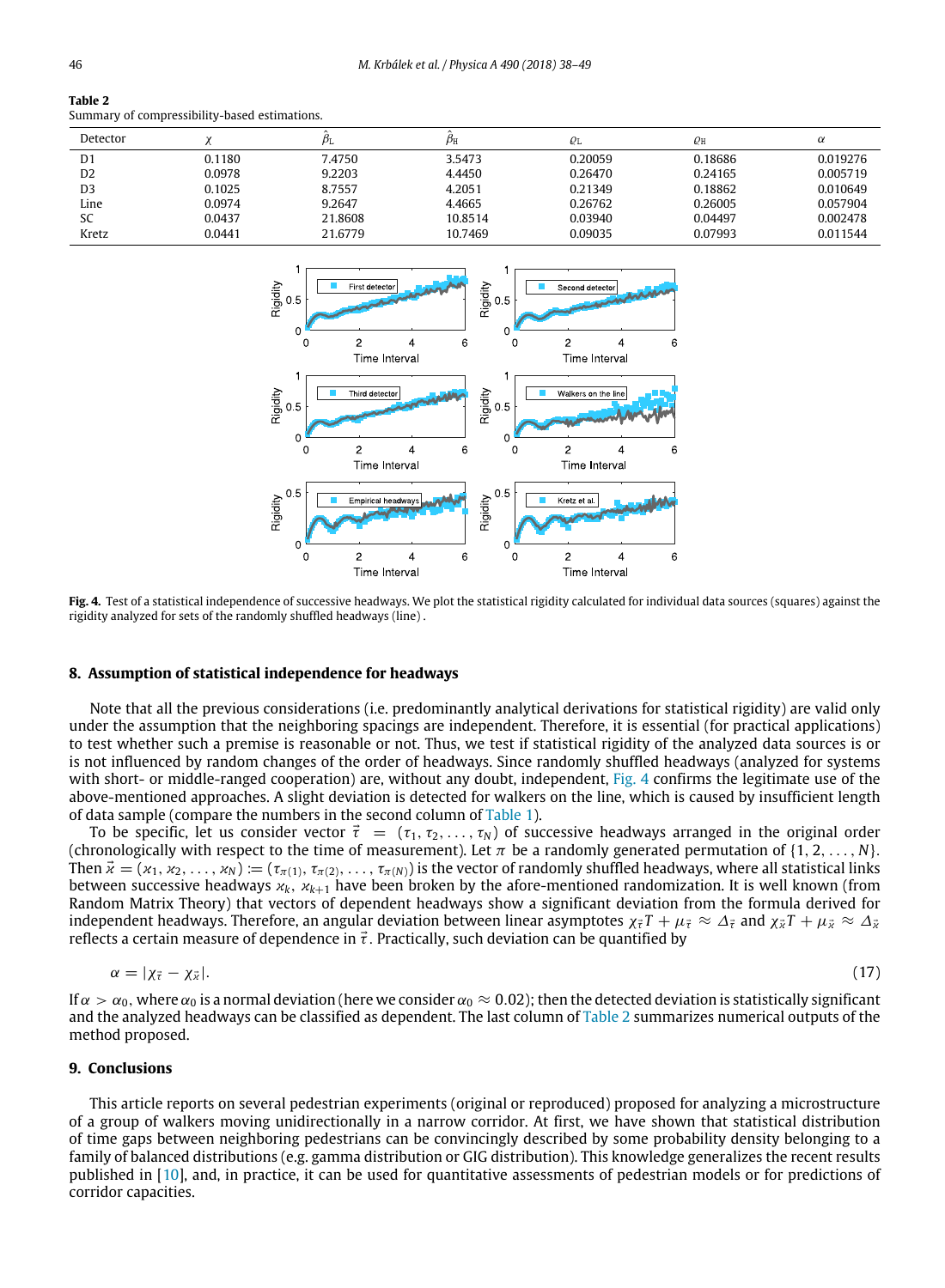**Table 2**
Summary of compressibility-based estimations.

| Detector | $\chi$ | $\hat{\beta}_{\mathrm{L}}$ | $\hat{\beta}_{\mathrm{H}}$ | $\varrho_{\mathrm{L}}$ | $\varrho_{\mathrm{H}}$ | $\alpha$ |
|---|---|---|---|---|---|---|
| D1 | 0.1180 | 7.4750 | 3.5473 | 0.20059 | 0.18686 | 0.019276 |
| D2 | 0.0978 | 9.2203 | 4.4450 | 0.26470 | 0.24165 | 0.005719 |
| D3 | 0.1025 | 8.7557 | 4.2051 | 0.21349 | 0.18862 | 0.010649 |
| Line | 0.0974 | 9.2647 | 4.4665 | 0.26762 | 0.26005 | 0.057904 |
| SC | 0.0437 | 21.8608 | 10.8514 | 0.03940 | 0.04497 | 0.002478 |
| Kretz | 0.0441 | 21.6779 | 10.7469 | 0.09035 | 0.07993 | 0.011544 |

**Fig. 4.** Test of a statistical independence of successive headways. We plot the statistical rigidity calculated for individual data sources (squares) against the rigidity analyzed for sets of the randomly shuffled headways (line) .

## 8. Assumption of statistical independence for headways

Note that all the previous considerations (i.e. predominantly analytical derivations for statistical rigidity) are valid only under the assumption that the neighboring spacings are independent. Therefore, it is essential (for practical applications) to test whether such a premise is reasonable or not. Thus, we test if statistical rigidity of the analyzed data sources is or is not influenced by random changes of the order of headways. Since randomly shuffled headways (analyzed for systems with short- or middle-ranged cooperation) are, without any doubt, independent, Fig. 4 confirms the legitimate use of the above-mentioned approaches. A slight deviation is detected for walkers on the line, which is caused by insufficient length of data sample (compare the numbers in the second column of Table 1).

To be specific, let us consider vector $\vec{\tau} = (\tau_1, \tau_2, \ldots, \tau_N)$ of successive headways arranged in the original order (chronologically with respect to the time of measurement). Let $\pi$ be a randomly generated permutation of $\{1, 2, \ldots, N\}$. Then $\vec{\varkappa} = (\varkappa_1, \varkappa_2, \ldots, \varkappa_N) := (\tau_{\pi(1)}, \tau_{\pi(2)}, \ldots, \tau_{\pi(N)})$ is the vector of randomly shuffled headways, where all statistical links between successive headways $\varkappa_k$, $\varkappa_{k+1}$ have been broken by the afore-mentioned randomization. It is well known (from Random Matrix Theory) that vectors of dependent headways show a significant deviation from the formula derived for independent headways. Therefore, an angular deviation between linear asymptotes $\chi_{\vec{\tau}} T + \mu_{\vec{\tau}} \approx \Delta_{\vec{\tau}}$ and $\chi_{\vec{\varkappa}} T + \mu_{\vec{\varkappa}} \approx \Delta_{\vec{\varkappa}}$ reflects a certain measure of dependence in $\vec{\tau}$. Practically, such deviation can be quantified by

$$\alpha = |\chi_{\vec{\tau}} - \chi_{\vec{\varkappa}}|. \tag{17}$$

If $\alpha > \alpha_0$, where $\alpha_0$ is a normal deviation (here we consider $\alpha_0 \approx 0.02$); then the detected deviation is statistically significant and the analyzed headways can be classified as dependent. The last column of Table 2 summarizes numerical outputs of the method proposed.

## 9. Conclusions

This article reports on several pedestrian experiments (original or reproduced) proposed for analyzing a microstructure of a group of walkers moving unidirectionally in a narrow corridor. At first, we have shown that statistical distribution of time gaps between neighboring pedestrians can be convincingly described by some probability density belonging to a family of balanced distributions (e.g. gamma distribution or GIG distribution). This knowledge generalizes the recent results published in [10], and, in practice, it can be used for quantitative assessments of pedestrian models or for predictions of corridor capacities.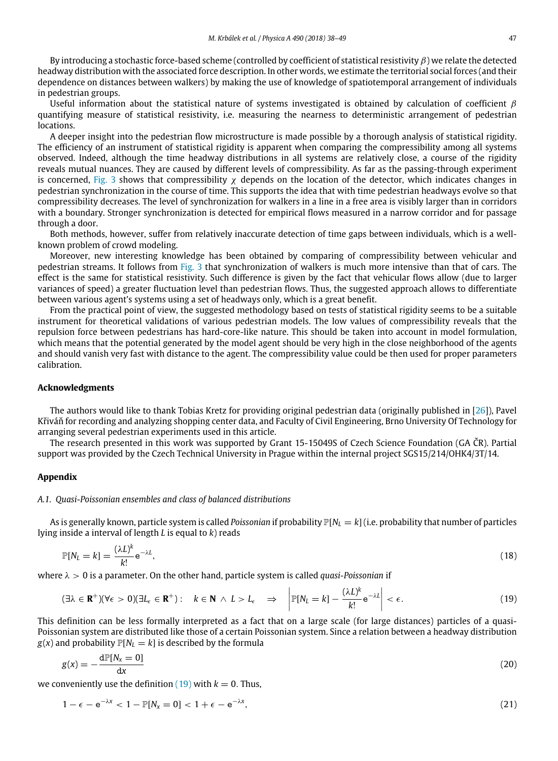By introducing a stochastic force-based scheme (controlled by coefficient of statistical resistivity $\beta$) we relate the detected headway distribution with the associated force description. In other words, we estimate the territorial social forces (and their dependence on distances between walkers) by making the use of knowledge of spatiotemporal arrangement of individuals in pedestrian groups.

Useful information about the statistical nature of systems investigated is obtained by calculation of coefficient $\beta$ quantifying measure of statistical resistivity, i.e. measuring the nearness to deterministic arrangement of pedestrian locations.

A deeper insight into the pedestrian flow microstructure is made possible by a thorough analysis of statistical rigidity. The efficiency of an instrument of statistical rigidity is apparent when comparing the compressibility among all systems observed. Indeed, although the time headway distributions in all systems are relatively close, a course of the rigidity reveals mutual nuances. They are caused by different levels of compressibility. As far as the passing-through experiment is concerned, Fig. 3 shows that compressibility $\chi$ depends on the location of the detector, which indicates changes in pedestrian synchronization in the course of time. This supports the idea that with time pedestrian headways evolve so that compressibility decreases. The level of synchronization for walkers in a line in a free area is visibly larger than in corridors with a boundary. Stronger synchronization is detected for empirical flows measured in a narrow corridor and for passage through a door.

Both methods, however, suffer from relatively inaccurate detection of time gaps between individuals, which is a well-known problem of crowd modeling.

Moreover, new interesting knowledge has been obtained by comparing of compressibility between vehicular and pedestrian streams. It follows from Fig. 3 that synchronization of walkers is much more intensive than that of cars. The effect is the same for statistical resistivity. Such difference is given by the fact that vehicular flows allow (due to larger variances of speed) a greater fluctuation level than pedestrian flows. Thus, the suggested approach allows to differentiate between various agent's systems using a set of headways only, which is a great benefit.

From the practical point of view, the suggested methodology based on tests of statistical rigidity seems to be a suitable instrument for theoretical validations of various pedestrian models. The low values of compressibility reveals that the repulsion force between pedestrians has hard-core-like nature. This should be taken into account in model formulation, which means that the potential generated by the model agent should be very high in the close neighborhood of the agents and should vanish very fast with distance to the agent. The compressibility value could be then used for proper parameters calibration.

## Acknowledgments

The authors would like to thank Tobias Kretz for providing original pedestrian data (originally published in [26]), Pavel Křiváň for recording and analyzing shopping center data, and Faculty of Civil Engineering, Brno University Of Technology for arranging several pedestrian experiments used in this article.

The research presented in this work was supported by Grant 15-15049S of Czech Science Foundation (GA ČR). Partial support was provided by the Czech Technical University in Prague within the internal project SGS15/214/OHK4/3T/14.

## Appendix

### *A.1. Quasi-Poissonian ensembles and class of balanced distributions*

As is generally known, particle system is called *Poissonian* if probability $\mathbb{P}[N_L = k]$ (i.e. probability that number of particles lying inside a interval of length $L$ is equal to $k$) reads

$$\mathbb{P}[N_L = k] = \frac{(\lambda L)^k}{k!} \mathrm{e}^{-\lambda L}, \tag{18}$$

where $\lambda > 0$ is a parameter. On the other hand, particle system is called *quasi-Poissonian* if

$$(\exists \lambda \in \mathbf{R}^+)(\forall \epsilon > 0)(\exists L_\epsilon \in \mathbf{R}^+): \quad k \in \mathbf{N} \wedge L > L_\epsilon \quad \Rightarrow \quad \left| \mathbb{P}[N_L = k] - \frac{(\lambda L)^k}{k!} \mathrm{e}^{-\lambda L} \right| < \epsilon. \tag{19}$$

This definition can be less formally interpreted as a fact that on a large scale (for large distances) particles of a quasi-Poissonian system are distributed like those of a certain Poissonian system. Since a relation between a headway distribution $g(x)$ and probability $\mathbb{P}[N_L = k]$ is described by the formula

$$g(x) = -\frac{\mathrm{d}\mathbb{P}[N_x = 0]}{\mathrm{d}x} \tag{20}$$

we conveniently use the definition (19) with $k = 0$. Thus,

$$1 - \epsilon - \mathrm{e}^{-\lambda x} < 1 - \mathbb{P}[N_x = 0] < 1 + \epsilon - \mathrm{e}^{-\lambda x}, \tag{21}$$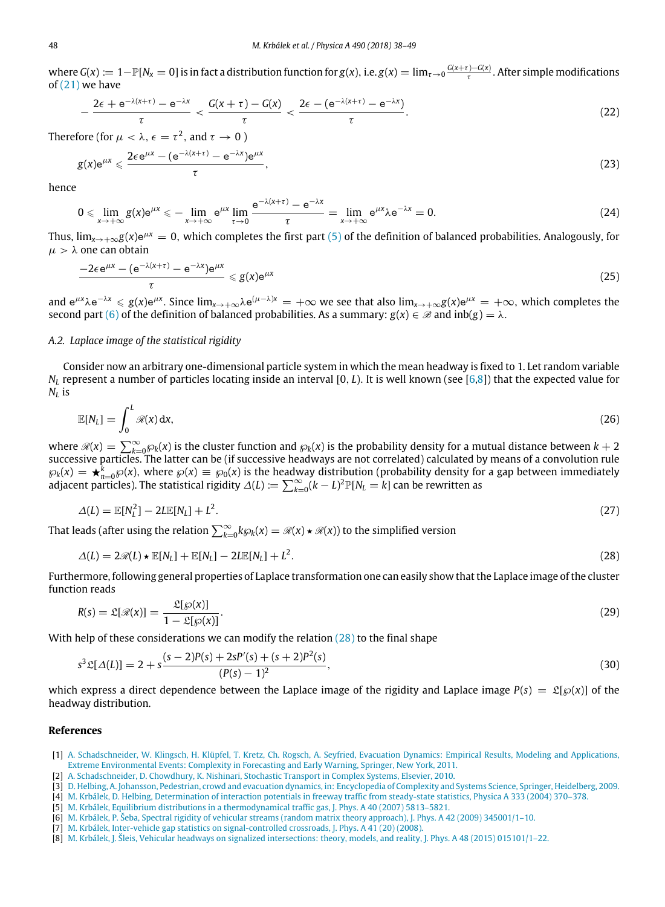where $G(x) := 1-\mathbb{P}[N_x = 0]$ is in fact a distribution function for $g(x)$, i.e. $g(x) = \lim_{\tau\to 0}\frac{G(x+\tau)-G(x)}{\tau}$. After simple modifications of (21) we have

$$-\frac{2\epsilon + \mathrm{e}^{-\lambda(x+\tau)} - \mathrm{e}^{-\lambda x}}{\tau} < \frac{G(x+\tau)-G(x)}{\tau} < \frac{2\epsilon - (\mathrm{e}^{-\lambda(x+\tau)} - \mathrm{e}^{-\lambda x})}{\tau}. \tag{22}$$

Therefore (for $\mu < \lambda$, $\epsilon = \tau^2$, and $\tau \to 0$ )

$$g(x)\mathrm{e}^{\mu x} \leqslant \frac{2\epsilon\,\mathrm{e}^{\mu x} - (\mathrm{e}^{-\lambda(x+\tau)} - \mathrm{e}^{-\lambda x})\mathrm{e}^{\mu x}}{\tau}, \tag{23}$$

hence

$$0 \leqslant \lim_{x\to+\infty} g(x)\mathrm{e}^{\mu x} \leqslant -\lim_{x\to+\infty}\mathrm{e}^{\mu x}\lim_{\tau\to 0}\frac{\mathrm{e}^{-\lambda(x+\tau)} - \mathrm{e}^{-\lambda x}}{\tau} = \lim_{x\to+\infty}\mathrm{e}^{\mu x}\lambda\mathrm{e}^{-\lambda x} = 0. \tag{24}$$

Thus, $\lim_{x\to+\infty} g(x)\mathrm{e}^{\mu x} = 0$, which completes the first part (5) of the definition of balanced probabilities. Analogously, for $\mu > \lambda$ one can obtain

$$\frac{-2\epsilon\,\mathrm{e}^{\mu x} - (\mathrm{e}^{-\lambda(x+\tau)} - \mathrm{e}^{-\lambda x})\mathrm{e}^{\mu x}}{\tau} \leqslant g(x)\mathrm{e}^{\mu x} \tag{25}$$

and $\mathrm{e}^{\mu x}\lambda\mathrm{e}^{-\lambda x} \leqslant g(x)\mathrm{e}^{\mu x}$. Since $\lim_{x\to+\infty}\lambda\mathrm{e}^{(\mu-\lambda)x} = +\infty$ we see that also $\lim_{x\to+\infty} g(x)\mathrm{e}^{\mu x} = +\infty$, which completes the second part (6) of the definition of balanced probabilities. As a summary: $g(x) \in \mathscr{B}$ and $\mathrm{inb}(g) = \lambda$.

### A.2. Laplace image of the statistical rigidity

Consider now an arbitrary one-dimensional particle system in which the mean headway is fixed to 1. Let random variable $N_L$ represent a number of particles locating inside an interval $[0, L)$. It is well known (see [6,8]) that the expected value for $N_L$ is

$$\mathbb{E}[N_L] = \int_0^L \mathscr{R}(x)\,\mathrm{d}x, \tag{26}$$

where $\mathscr{R}(x) = \sum_{k=0}^{\infty}\wp_k(x)$ is the cluster function and $\wp_k(x)$ is the probability density for a mutual distance between $k+2$ successive particles. The latter can be (if successive headways are not correlated) calculated by means of a convolution rule $\wp_k(x) = \bigstar_{n=0}^{k}\wp(x)$, where $\wp(x) \equiv \wp_0(x)$ is the headway distribution (probability density for a gap between immediately adjacent particles). The statistical rigidity $\Delta(L) := \sum_{k=0}^{\infty}(k-L)^2\mathbb{P}[N_L = k]$ can be rewritten as

$$\Delta(L) = \mathbb{E}[N_L^2] - 2L\mathbb{E}[N_L] + L^2. \tag{27}$$

That leads (after using the relation $\sum_{k=0}^{\infty}k\wp_k(x) = \mathscr{R}(x)\star\mathscr{R}(x)$) to the simplified version

$$\Delta(L) = 2\mathscr{R}(L)\star\mathbb{E}[N_L] + \mathbb{E}[N_L] - 2L\mathbb{E}[N_L] + L^2. \tag{28}$$

Furthermore, following general properties of Laplace transformation one can easily show that the Laplace image of the cluster function reads

$$R(s) = \mathfrak{L}[\mathscr{R}(x)] = \frac{\mathfrak{L}[\wp(x)]}{1-\mathfrak{L}[\wp(x)]}. \tag{29}$$

With help of these considerations we can modify the relation (28) to the final shape

$$s^3\mathfrak{L}[\Delta(L)] = 2 + s\frac{(s-2)P(s) + 2sP'(s) + (s+2)P^2(s)}{(P(s)-1)^2}, \tag{30}$$

which express a direct dependence between the Laplace image of the rigidity and Laplace image $P(s) = \mathfrak{L}[\wp(x)]$ of the headway distribution.

## References

[1] A. Schadschneider, W. Klingsch, H. Klüpfel, T. Kretz, Ch. Rogsch, A. Seyfried, Evacuation Dynamics: Empirical Results, Modeling and Applications, Extreme Environmental Events: Complexity in Forecasting and Early Warning, Springer, New York, 2011.

[2] A. Schadschneider, D. Chowdhury, K. Nishinari, Stochastic Transport in Complex Systems, Elsevier, 2010.

[3] D. Helbing, A. Johansson, Pedestrian, crowd and evacuation dynamics, in: Encyclopedia of Complexity and Systems Science, Springer, Heidelberg, 2009.

[4] M. Krbálek, D. Helbing, Determination of interaction potentials in freeway traffic from steady-state statistics, Physica A 333 (2004) 370–378.

[5] M. Krbálek, Equilibrium distributions in a thermodynamical traffic gas, J. Phys. A 40 (2007) 5813–5821.

[6] M. Krbálek, P. Šeba, Spectral rigidity of vehicular streams (random matrix theory approach), J. Phys. A 42 (2009) 345001/1–10.

[7] M. Krbálek, Inter-vehicle gap statistics on signal-controlled crossroads, J. Phys. A 41 (20) (2008).

[8] M. Krbálek, J. Šleis, Vehicular headways on signalized intersections: theory, models, and reality, J. Phys. A 48 (2015) 015101/1–22.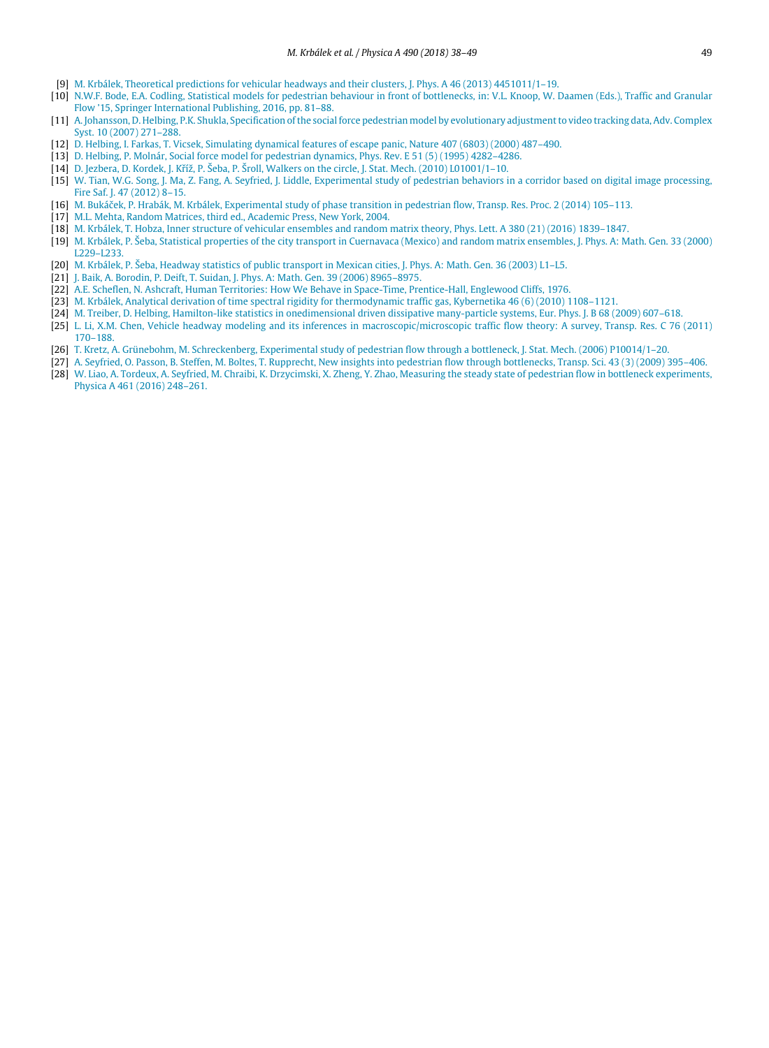[9] M. Krbálek, Theoretical predictions for vehicular headways and their clusters, J. Phys. A 46 (2013) 4451011/1–19.

[10] N.W.F. Bode, E.A. Codling, Statistical models for pedestrian behaviour in front of bottlenecks, in: V.L. Knoop, W. Daamen (Eds.), Traffic and Granular Flow '15, Springer International Publishing, 2016, pp. 81–88.

[11] A. Johansson, D. Helbing, P.K. Shukla, Specification of the social force pedestrian model by evolutionary adjustment to video tracking data, Adv. Complex Syst. 10 (2007) 271–288.

[12] D. Helbing, I. Farkas, T. Vicsek, Simulating dynamical features of escape panic, Nature 407 (6803) (2000) 487–490.

[13] D. Helbing, P. Molnár, Social force model for pedestrian dynamics, Phys. Rev. E 51 (5) (1995) 4282–4286.

[14] D. Jezbera, D. Kordek, J. Kříž, P. Šeba, P. Šroll, Walkers on the circle, J. Stat. Mech. (2010) L01001/1–10.

[15] W. Tian, W.G. Song, J. Ma, Z. Fang, A. Seyfried, J. Liddle, Experimental study of pedestrian behaviors in a corridor based on digital image processing, Fire Saf. J. 47 (2012) 8–15.

[16] M. Bukáček, P. Hrabák, M. Krbálek, Experimental study of phase transition in pedestrian flow, Transp. Res. Proc. 2 (2014) 105–113.

[17] M.L. Mehta, Random Matrices, third ed., Academic Press, New York, 2004.

[18] M. Krbálek, T. Hobza, Inner structure of vehicular ensembles and random matrix theory, Phys. Lett. A 380 (21) (2016) 1839–1847.

[19] M. Krbálek, P. Šeba, Statistical properties of the city transport in Cuernavaca (Mexico) and random matrix ensembles, J. Phys. A: Math. Gen. 33 (2000) L229–L233.

[20] M. Krbálek, P. Šeba, Headway statistics of public transport in Mexican cities, J. Phys. A: Math. Gen. 36 (2003) L1–L5.

[21] J. Baik, A. Borodin, P. Deift, T. Suidan, J. Phys. A: Math. Gen. 39 (2006) 8965–8975.

[22] A.E. Scheflen, N. Ashcraft, Human Territories: How We Behave in Space-Time, Prentice-Hall, Englewood Cliffs, 1976.

[23] M. Krbálek, Analytical derivation of time spectral rigidity for thermodynamic traffic gas, Kybernetika 46 (6) (2010) 1108–1121.

[24] M. Treiber, D. Helbing, Hamilton-like statistics in onedimensional driven dissipative many-particle systems, Eur. Phys. J. B 68 (2009) 607–618.

[25] L. Li, X.M. Chen, Vehicle headway modeling and its inferences in macroscopic/microscopic traffic flow theory: A survey, Transp. Res. C 76 (2011) 170–188.

[26] T. Kretz, A. Grünebohm, M. Schreckenberg, Experimental study of pedestrian flow through a bottleneck, J. Stat. Mech. (2006) P10014/1–20.

[27] A. Seyfried, O. Passon, B. Steffen, M. Boltes, T. Rupprecht, New insights into pedestrian flow through bottlenecks, Transp. Sci. 43 (3) (2009) 395–406.

[28] W. Liao, A. Tordeux, A. Seyfried, M. Chraibi, K. Drzycimski, X. Zheng, Y. Zhao, Measuring the steady state of pedestrian flow in bottleneck experiments, Physica A 461 (2016) 248–261.